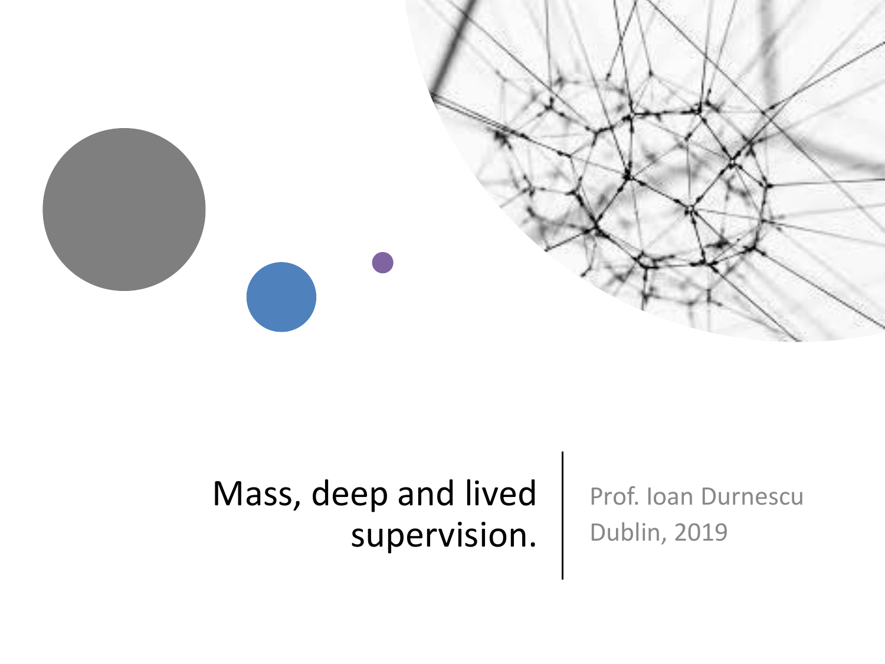# Mass, deep and lived supervision.

Prof. Ioan Durnescu
Dublin, 2019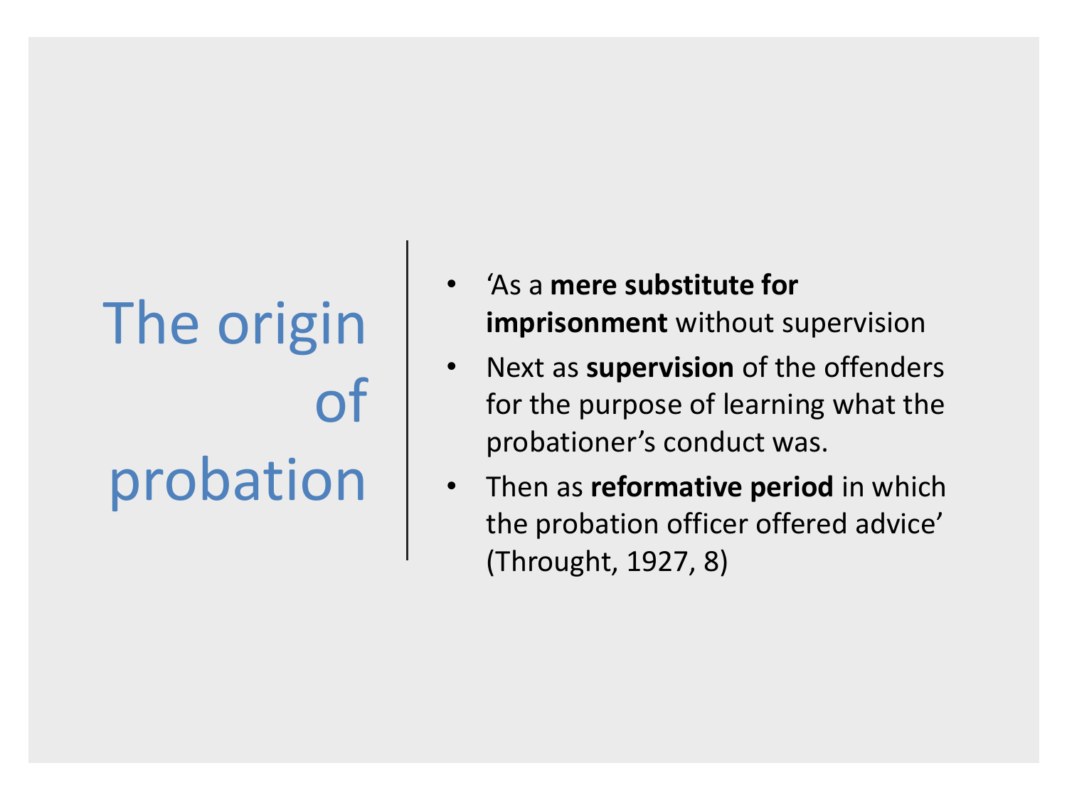# The origin of probation

- 'As a **mere substitute for imprisonment** without supervision
- Next as **supervision** of the offenders for the purpose of learning what the probationer's conduct was.
- Then as **reformative period** in which the probation officer offered advice' (Throught, 1927, 8)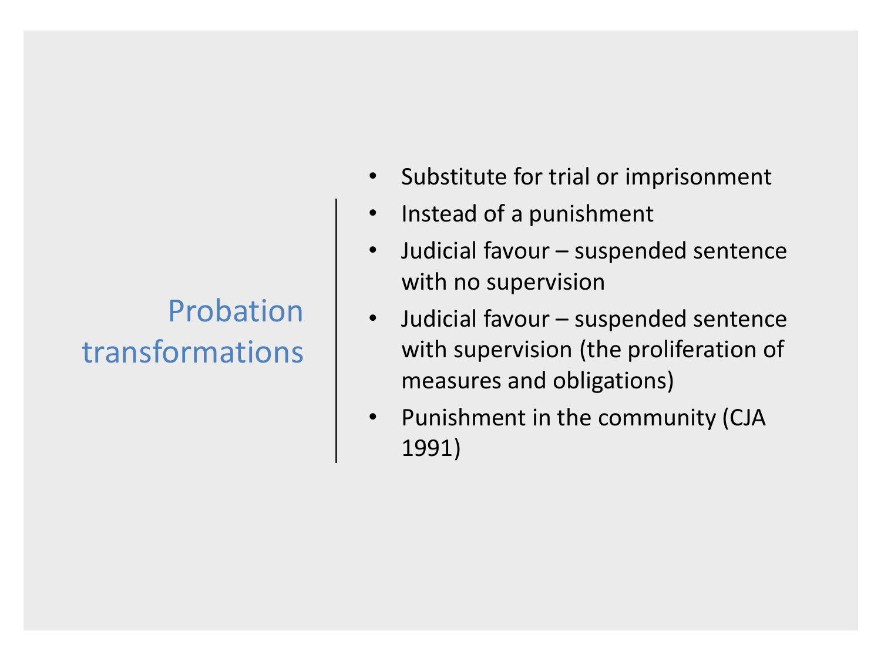# Probation transformations

- Substitute for trial or imprisonment
- Instead of a punishment
- Judicial favour – suspended sentence with no supervision
- Judicial favour – suspended sentence with supervision (the proliferation of measures and obligations)
- Punishment in the community (CJA 1991)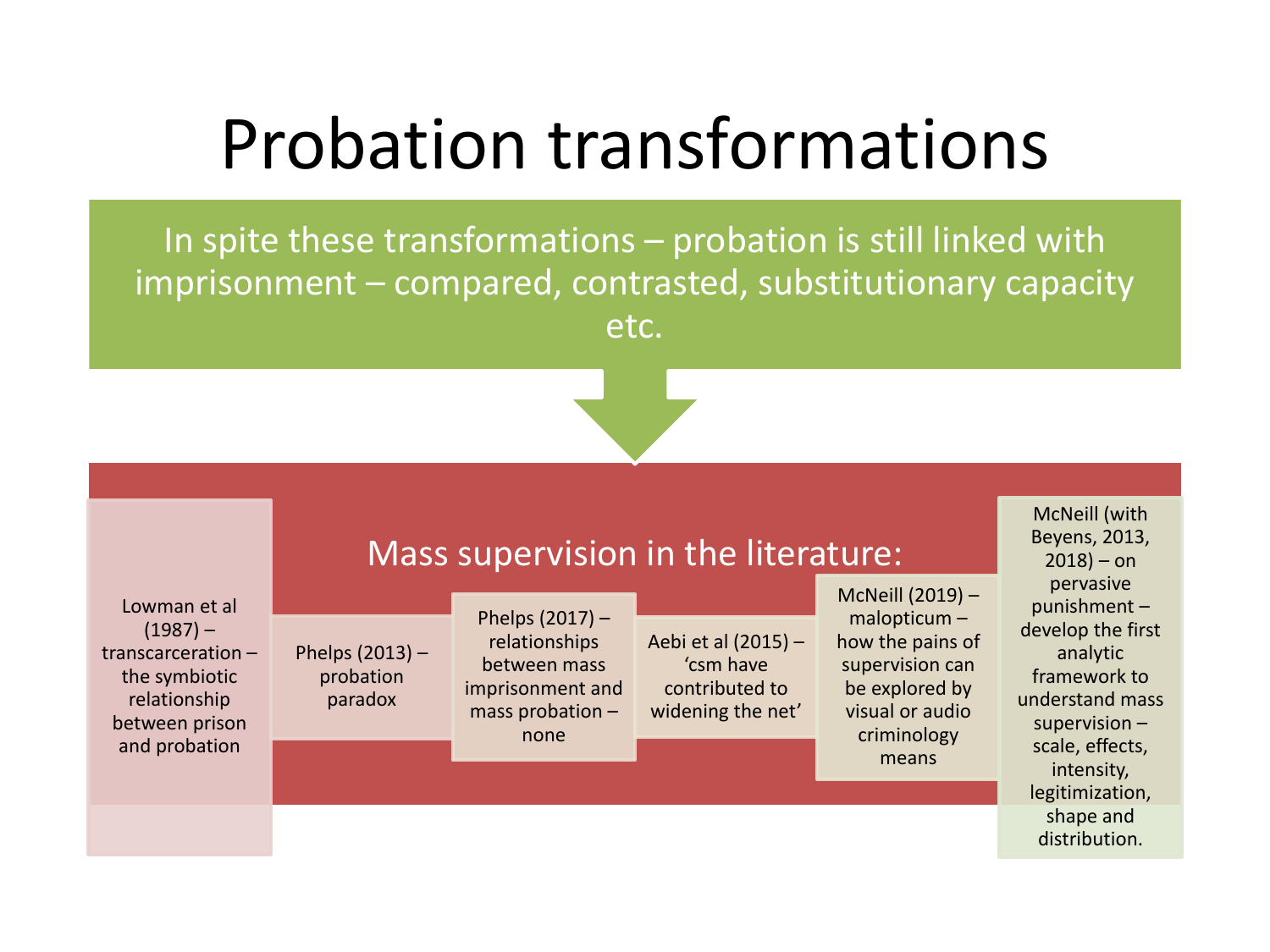# Probation transformations

In spite these transformations – probation is still linked with imprisonment – compared, contrasted, substitutionary capacity etc.

## Mass supervision in the literature:

- Lowman et al (1987) – transcarceration – the symbiotic relationship between prison and probation
- Phelps (2013) – probation paradox
- Phelps (2017) – relationships between mass imprisonment and mass probation – none
- Aebi et al (2015) – 'csm have contributed to widening the net'
- McNeill (2019) – malopticum – how the pains of supervision can be explored by visual or audio criminology means
- McNeill (with Beyens, 2013, 2018) – on pervasive punishment – develop the first analytic framework to understand mass supervision – scale, effects, intensity, legitimization, shape and distribution.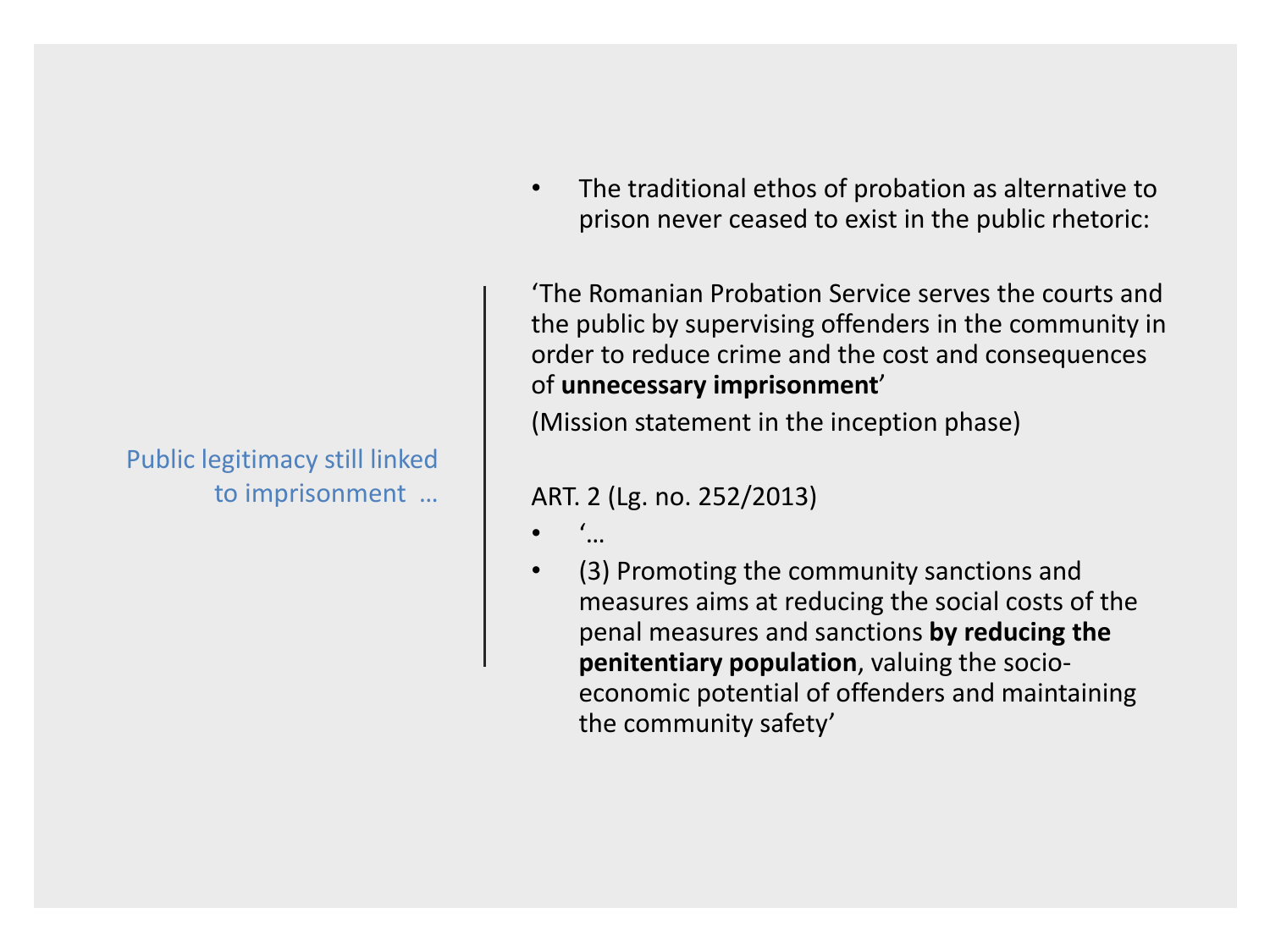Public legitimacy still linked to imprisonment …

- The traditional ethos of probation as alternative to prison never ceased to exist in the public rhetoric:

'The Romanian Probation Service serves the courts and the public by supervising offenders in the community in order to reduce crime and the cost and consequences of **unnecessary imprisonment**'

(Mission statement in the inception phase)

ART. 2 (Lg. no. 252/2013)

- '…
- (3) Promoting the community sanctions and measures aims at reducing the social costs of the penal measures and sanctions **by reducing the penitentiary population**, valuing the socio-economic potential of offenders and maintaining the community safety'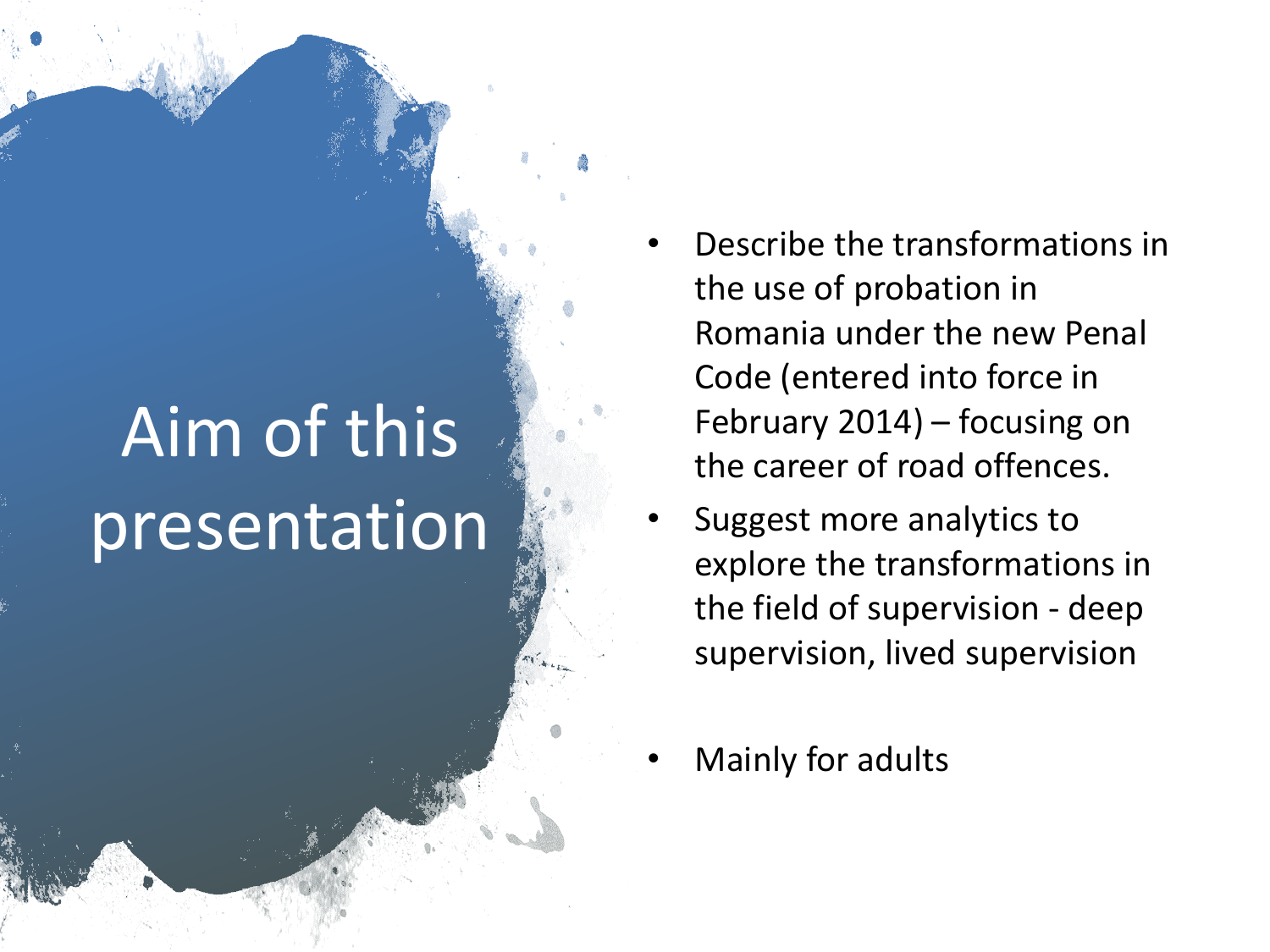# Aim of this presentation

- Describe the transformations in the use of probation in Romania under the new Penal Code (entered into force in February 2014) – focusing on the career of road offences.
- Suggest more analytics to explore the transformations in the field of supervision - deep supervision, lived supervision
- Mainly for adults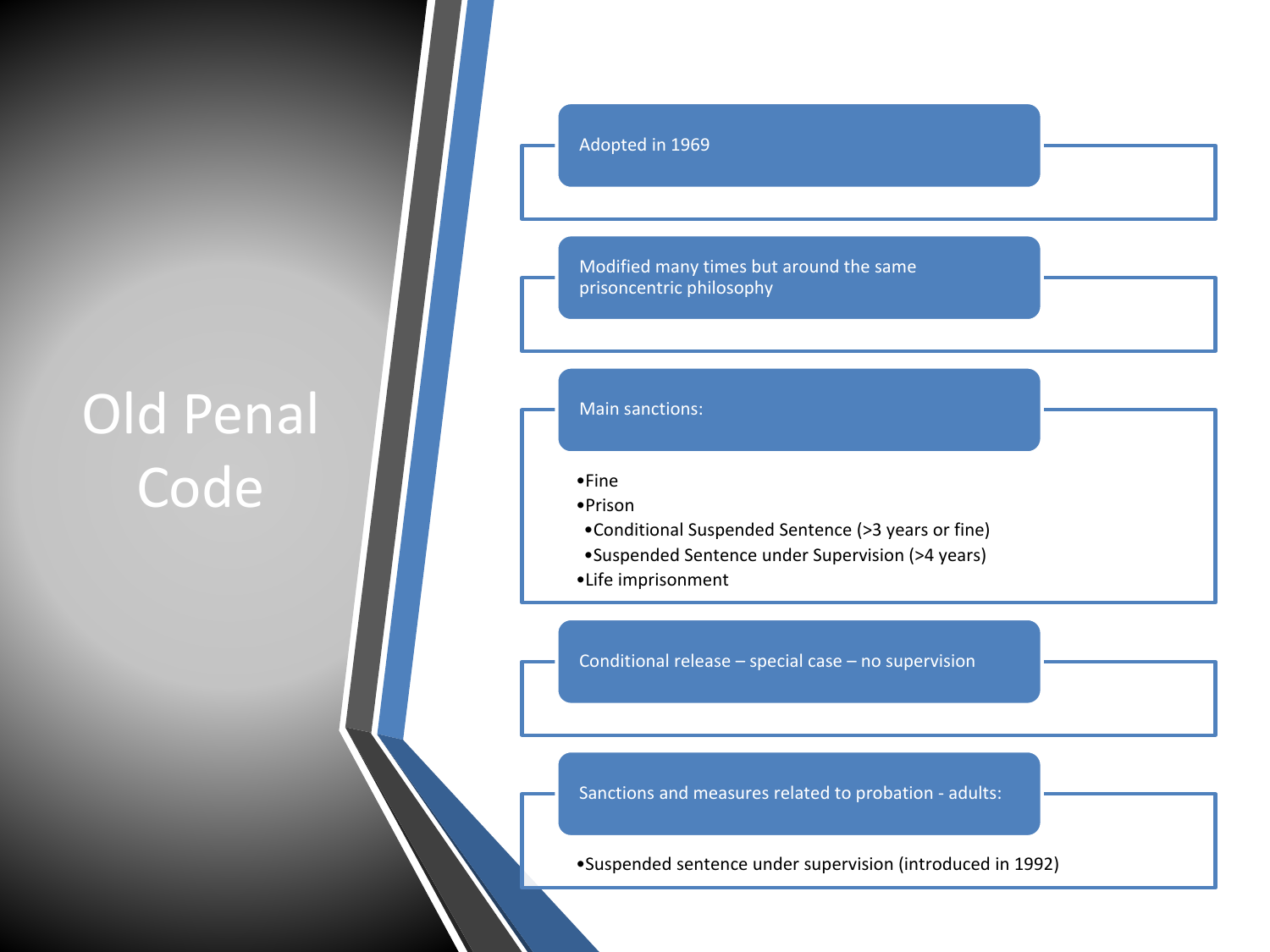# Old Penal Code

## Adopted in 1969

## Modified many times but around the same prisoncentric philosophy

## Main sanctions:

- Fine
- Prison
  - Conditional Suspended Sentence (>3 years or fine)
  - Suspended Sentence under Supervision (>4 years)
- Life imprisonment

## Conditional release – special case – no supervision

## Sanctions and measures related to probation - adults:

- Suspended sentence under supervision (introduced in 1992)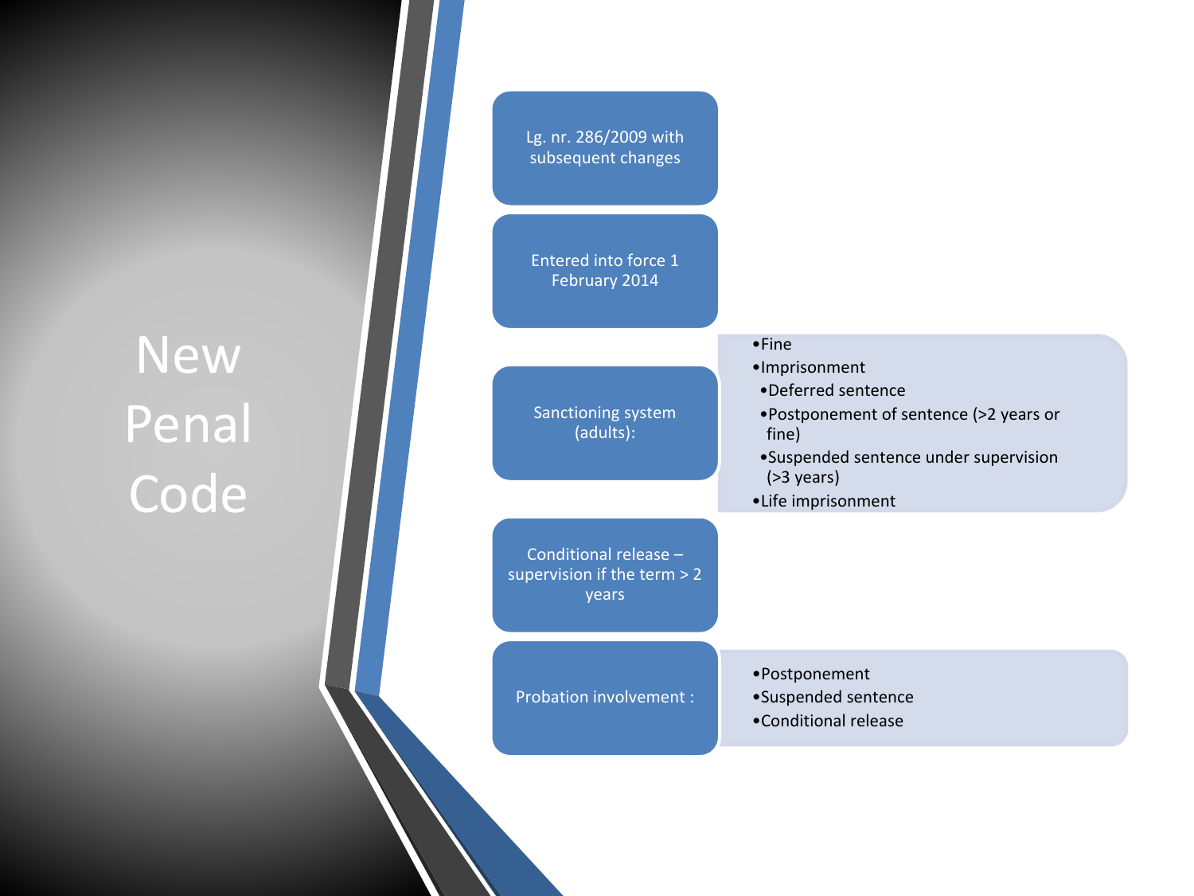# New Penal Code

- Lg. nr. 286/2009 with subsequent changes
- Entered into force 1 February 2014
- Sanctioning system (adults):
  - Fine
  - Imprisonment
    - Deferred sentence
    - Postponement of sentence (>2 years or fine)
    - Suspended sentence under supervision (>3 years)
  - Life imprisonment
- Conditional release – supervision if the term > 2 years
- Probation involvement :
  - Postponement
  - Suspended sentence
  - Conditional release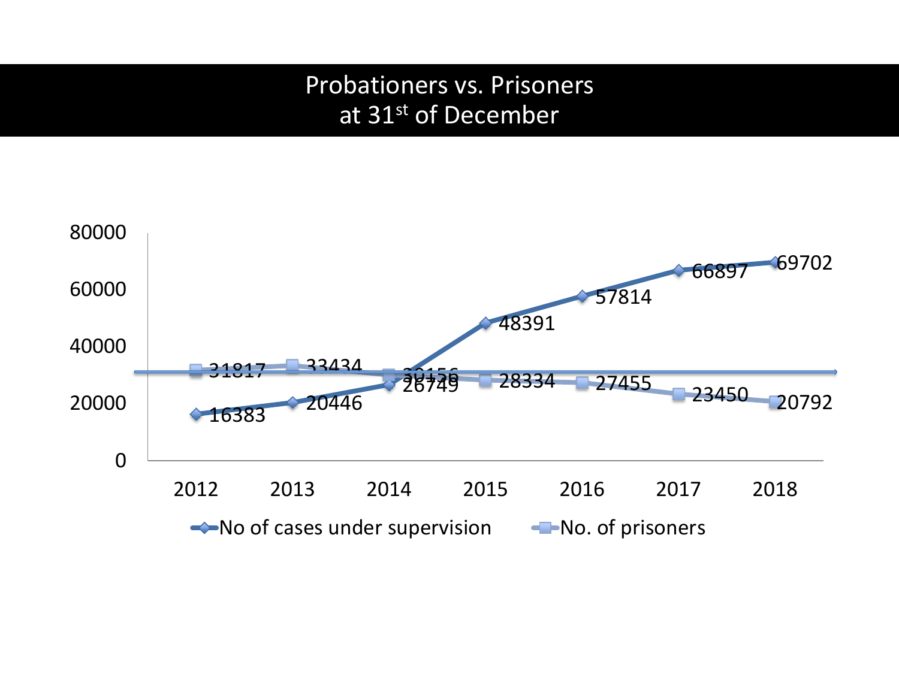# Probationers vs. Prisoners at 31st of December

| Year | No of cases under supervision | No. of prisoners |
| --- | --- | --- |
| 2012 | 16383 | 31817 |
| 2013 | 20446 | 33434 |
| 2014 | 26749 | 30156 |
| 2015 | 48391 | 28334 |
| 2016 | 57814 | 27455 |
| 2017 | 66897 | 23450 |
| 2018 | 69702 | 20792 |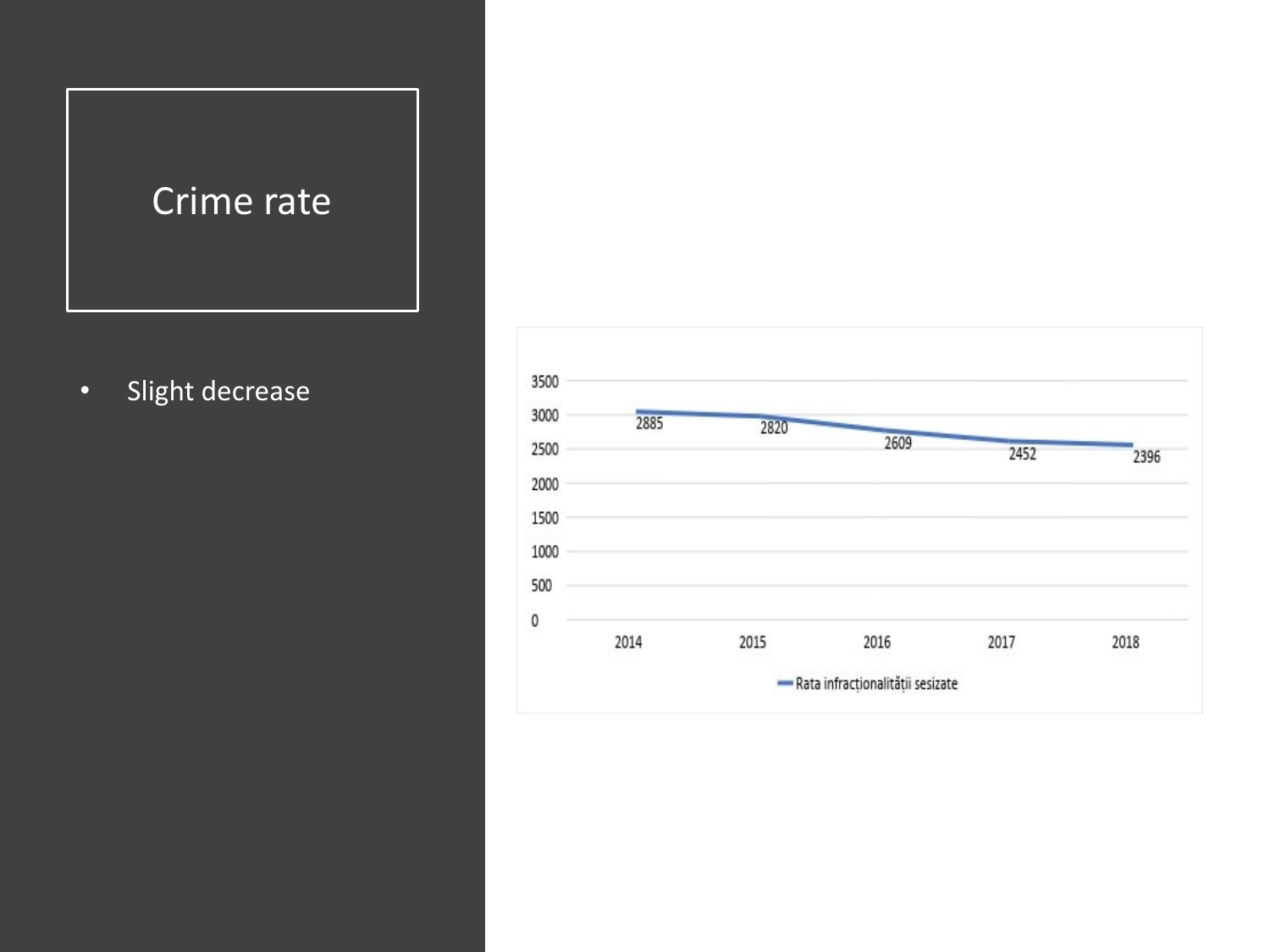# Crime rate

- Slight decrease

| | 2014 | 2015 | 2016 | 2017 | 2018 |
| --- | --- | --- | --- | --- | --- |
| Rata infracționalității sesizate | 2885 | 2820 | 2609 | 2452 | 2396 |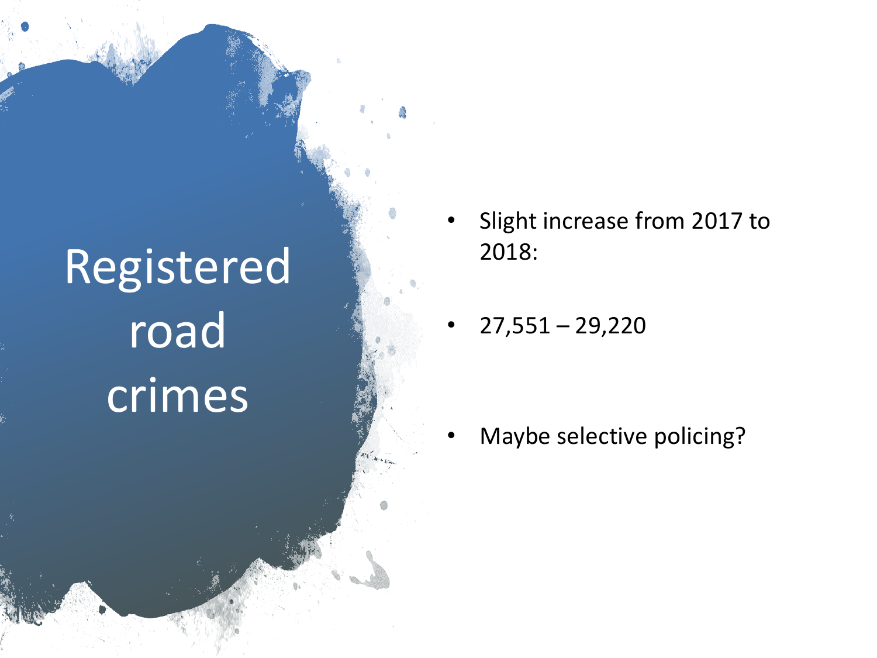# Registered road crimes

- Slight increase from 2017 to 2018:
- 27,551 – 29,220
- Maybe selective policing?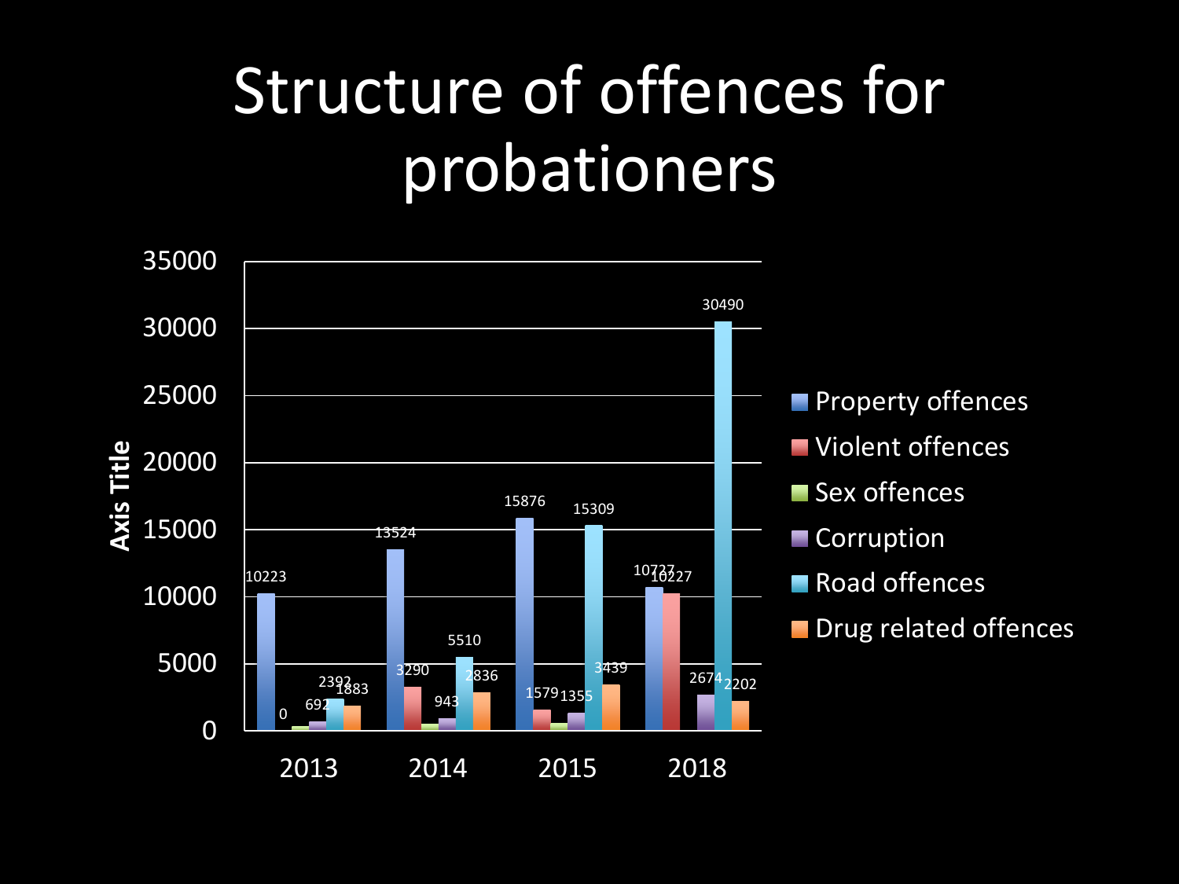# Structure of offences for probationers

| Axis Title | 2013 | 2014 | 2015 | 2018 |
|---|---|---|---|---|
| Property offences | 10223 | 13524 | 15876 | 10727 |
| Violent offences | 0 | 3290 | 1579 | 10227 |
| Sex offences | | | | |
| Corruption | 692 | 943 | 1355 | 2674 |
| Road offences | 2392 | 5510 | 15309 | 30490 |
| Drug related offences | 1883 | 2836 | 3439 | 2202 |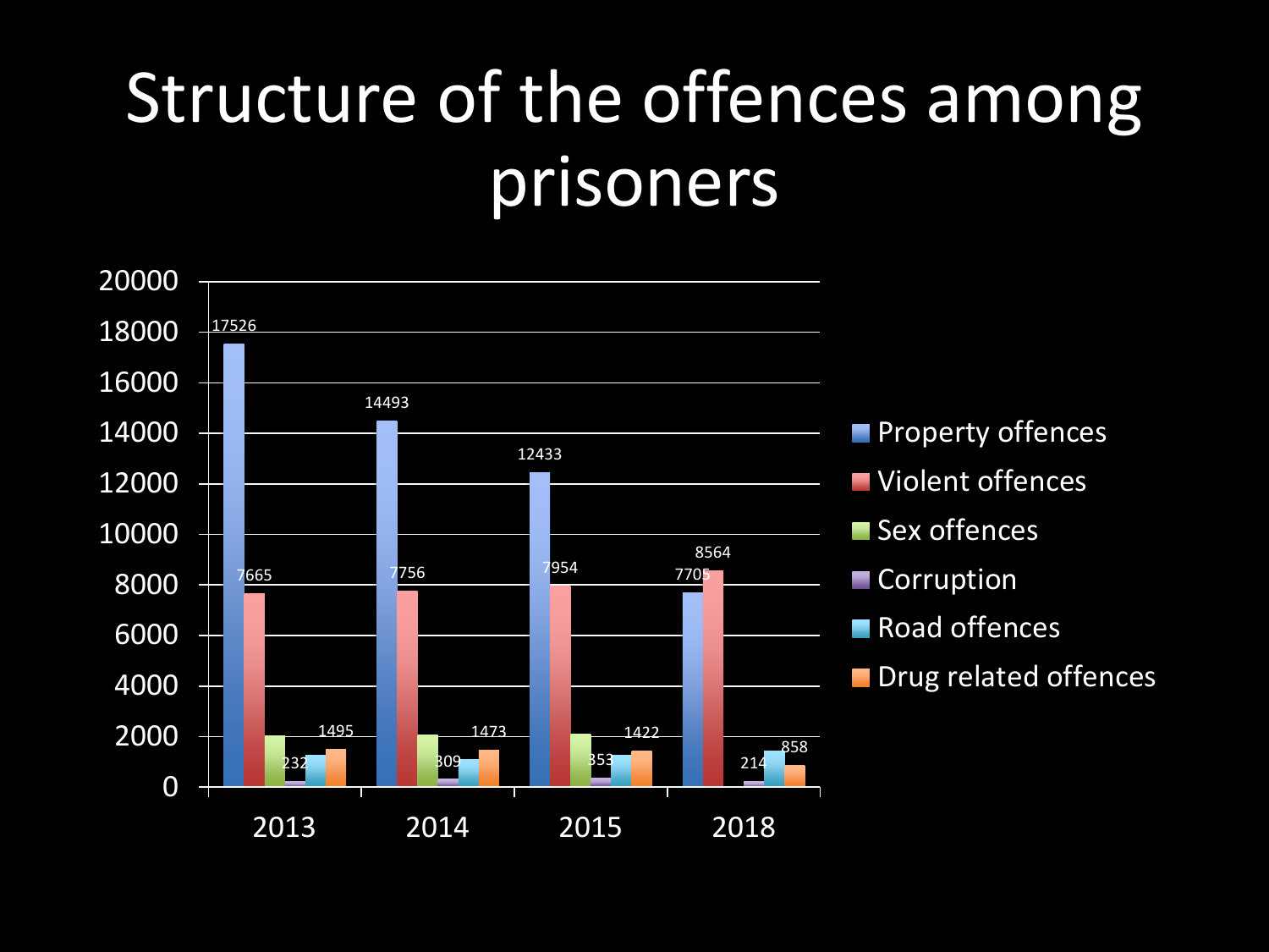# Structure of the offences among prisoners

| Year | Property offences | Violent offences | Sex offences | Corruption | Road offences | Drug related offences |
|---|---|---|---|---|---|---|
| 2013 | 17526 | 7665 | | 232 | | 1495 |
| 2014 | 14493 | 7756 | | 309 | | 1473 |
| 2015 | 12433 | 7954 | | 353 | | 1422 |
| 2018 | 7705 | 8564 | | 214 | | 858 |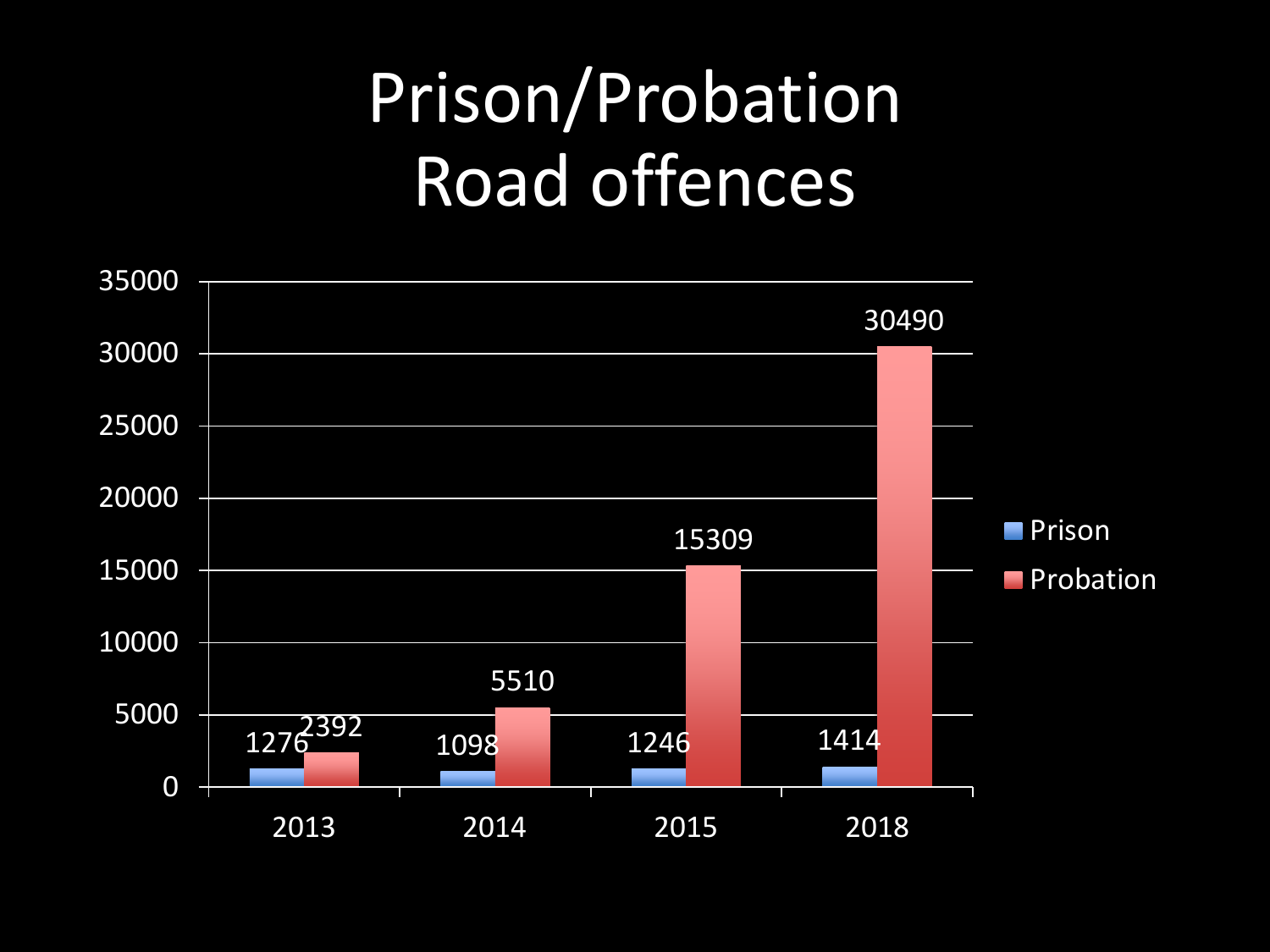# Prison/Probation Road offences

| Year | Prison | Probation |
|---|---|---|
| 2013 | 1276 | 2392 |
| 2014 | 1098 | 5510 |
| 2015 | 1246 | 15309 |
| 2018 | 1414 | 30490 |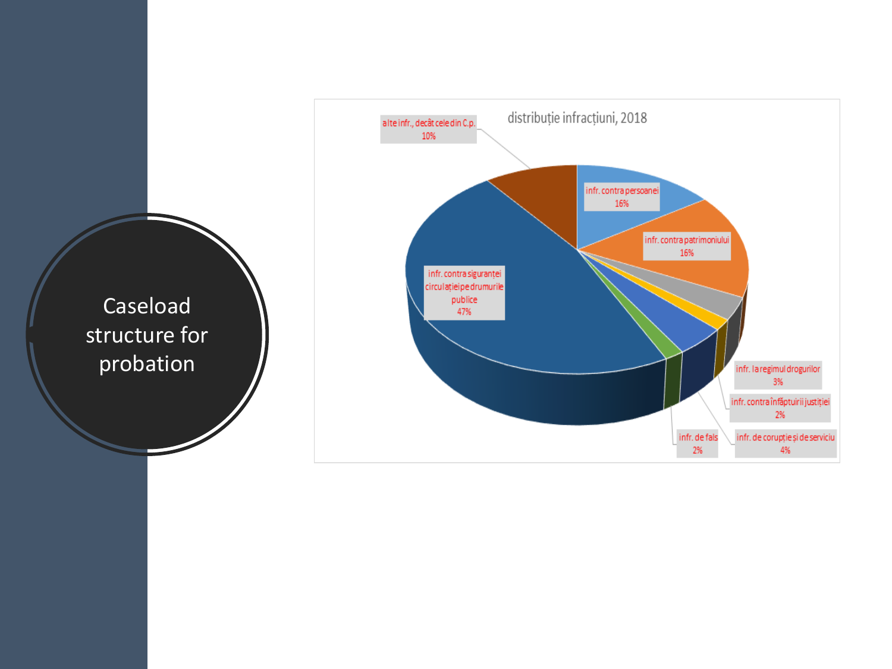# Caseload structure for probation

distribuție infracțiuni, 2018

| Categorie | Procent |
| --- | --- |
| infr. contra persoanei | 16% |
| infr. contra patrimoniului | 16% |
| infr. la regimul drogurilor | 3% |
| infr. contra înfăptuirii justiției | 2% |
| infr. de corupție și de serviciu | 4% |
| infr. de fals | 2% |
| infr. contra siguranței circulației pe drumurile publice | 47% |
| alte infr., decât cele din C.p. | 10% |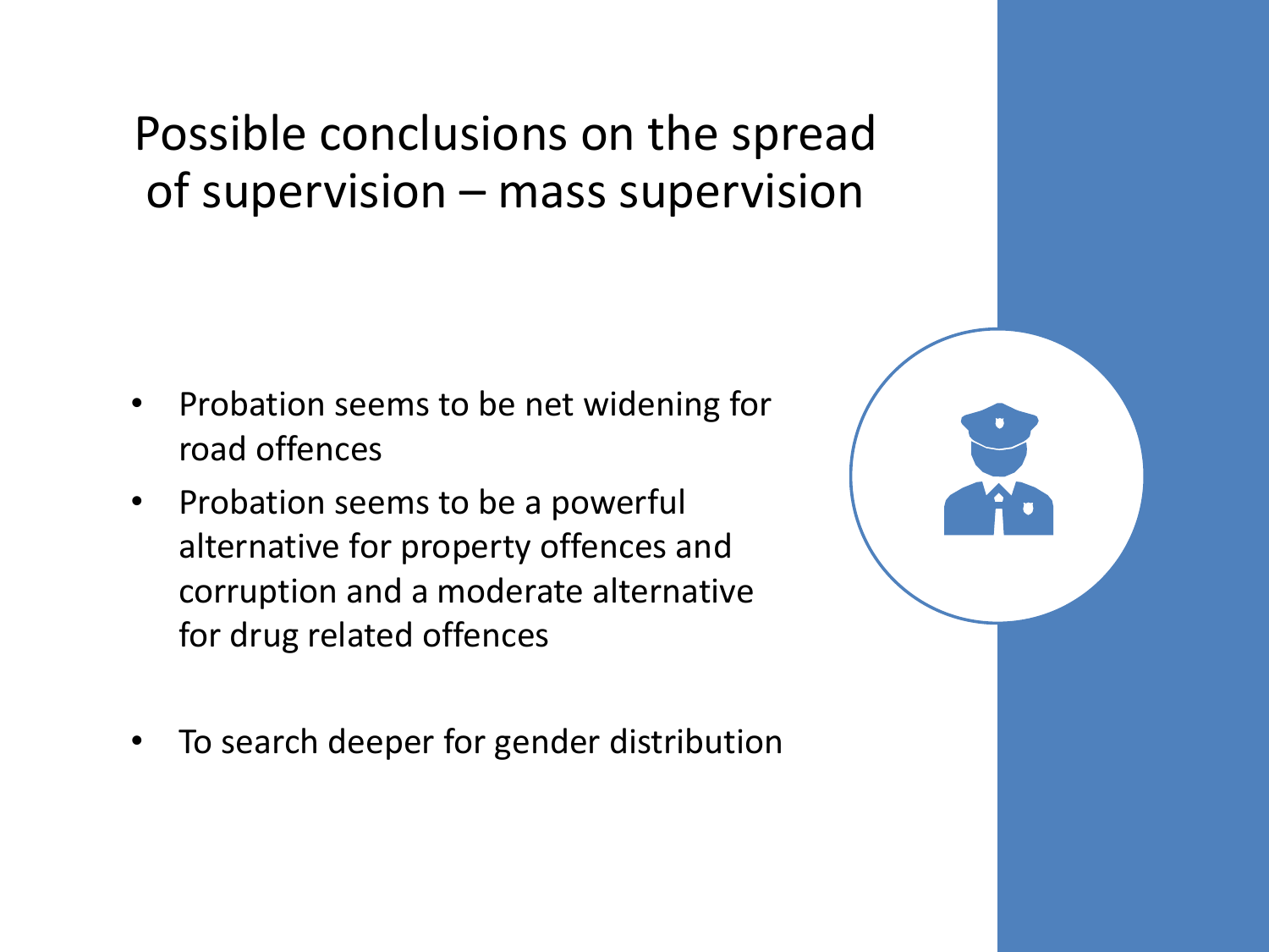# Possible conclusions on the spread of supervision – mass supervision

- Probation seems to be net widening for road offences
- Probation seems to be a powerful alternative for property offences and corruption and a moderate alternative for drug related offences
- To search deeper for gender distribution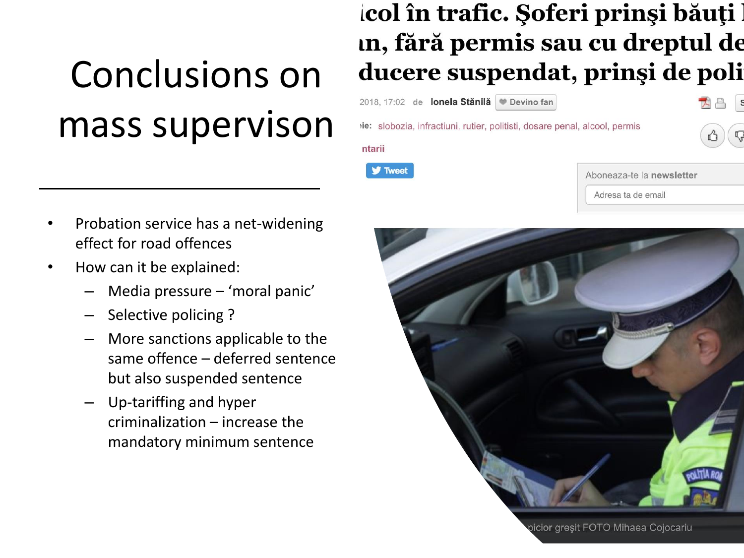# Conclusions on mass supervison

- Probation service has a net-widening effect for road offences
- How can it be explained:
  - Media pressure – 'moral panic'
  - Selective policing ?
  - More sanctions applicable to the same offence – deferred sentence but also suspended sentence
  - Up-tariffing and hyper criminalization – increase the mandatory minimum sentence

ıcol în trafic. Şoferi prinşi băuţi
ın, fără permis sau cu dreptul de
ducere suspendat, prinşi de poli

2018, 17:02 de Ionela Stănilă Devino fan

ie: slobozia, infractiuni, rutier, politisti, dosare penal, alcool, permis

ntarii

Tweet

Aboneaza-te la newsletter

Adresa ta de email

picior greşit FOTO Mihaea Cojocariu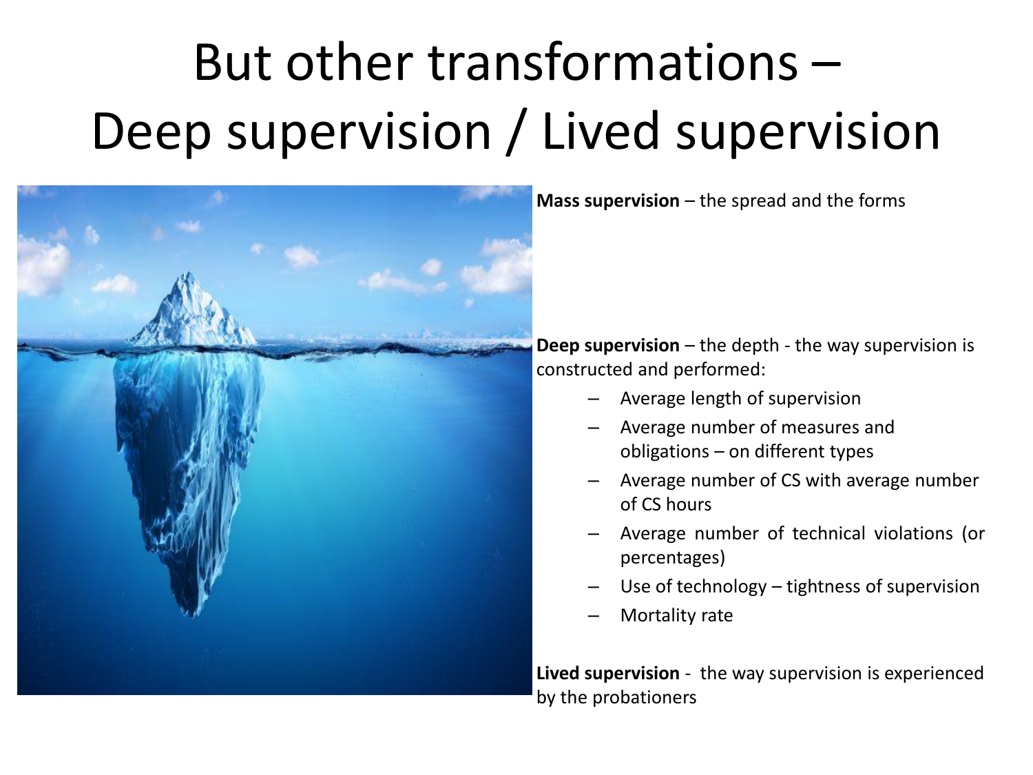# But other transformations – Deep supervision / Lived supervision

**Mass supervision** – the spread and the forms

**Deep supervision** – the depth - the way supervision is constructed and performed:

- Average length of supervision
- Average number of measures and obligations – on different types
- Average number of CS with average number of CS hours
- Average number of technical violations (or percentages)
- Use of technology – tightness of supervision
- Mortality rate

**Lived supervision** - the way supervision is experienced by the probationers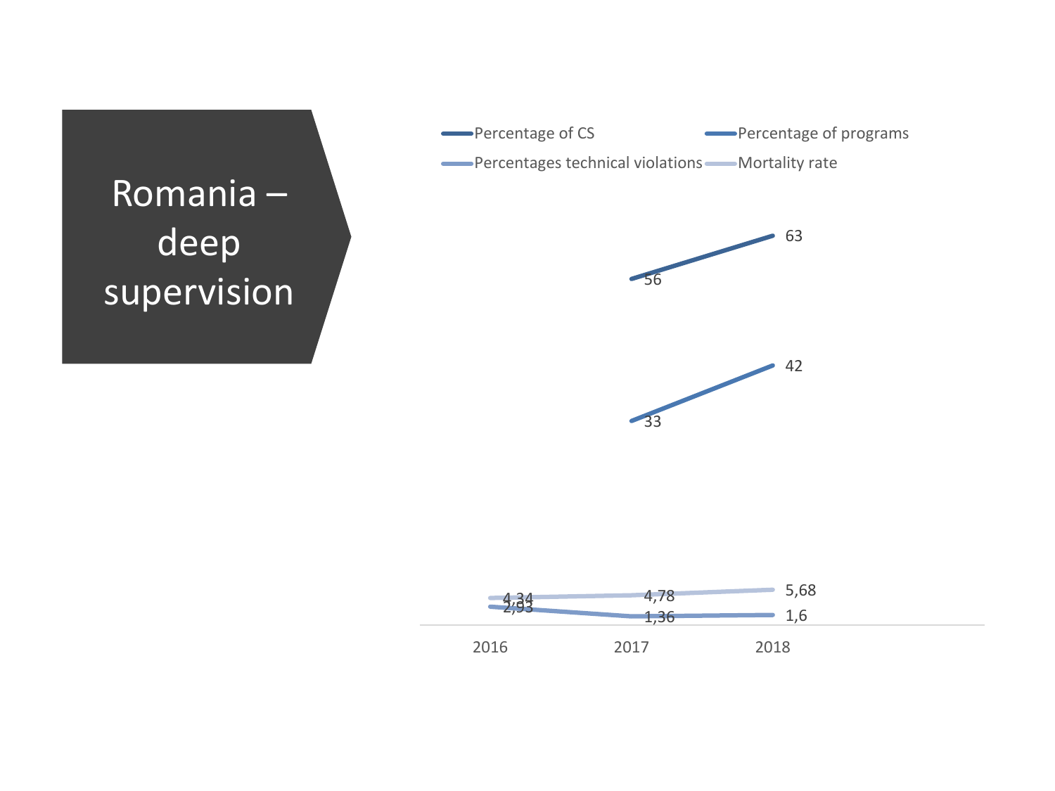# Romania – deep supervision

| | 2016 | 2017 | 2018 |
|---|---|---|---|
| Percentage of CS | | 56 | 63 |
| Percentage of programs | | 33 | 42 |
| Percentages technical violations | 2,93 | 1,36 | 1,6 |
| Mortality rate | 4,34 | 4,78 | 5,68 |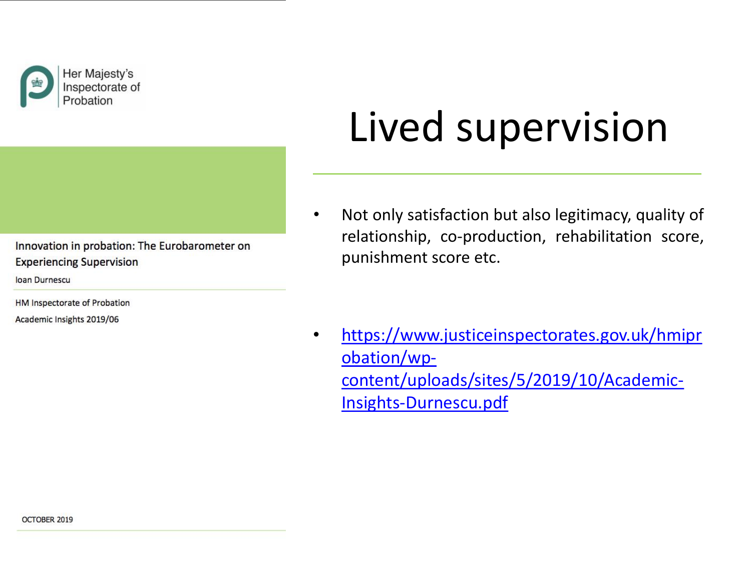Her Majesty's Inspectorate of Probation

Innovation in probation: The Eurobarometer on Experiencing Supervision

Ioan Durnescu

HM Inspectorate of Probation

Academic Insights 2019/06

OCTOBER 2019

# Lived supervision

- Not only satisfaction but also legitimacy, quality of relationship, co-production, rehabilitation score, punishment score etc.
- https://www.justiceinspectorates.gov.uk/hmiprobation/wp-content/uploads/sites/5/2019/10/Academic-Insights-Durnescu.pdf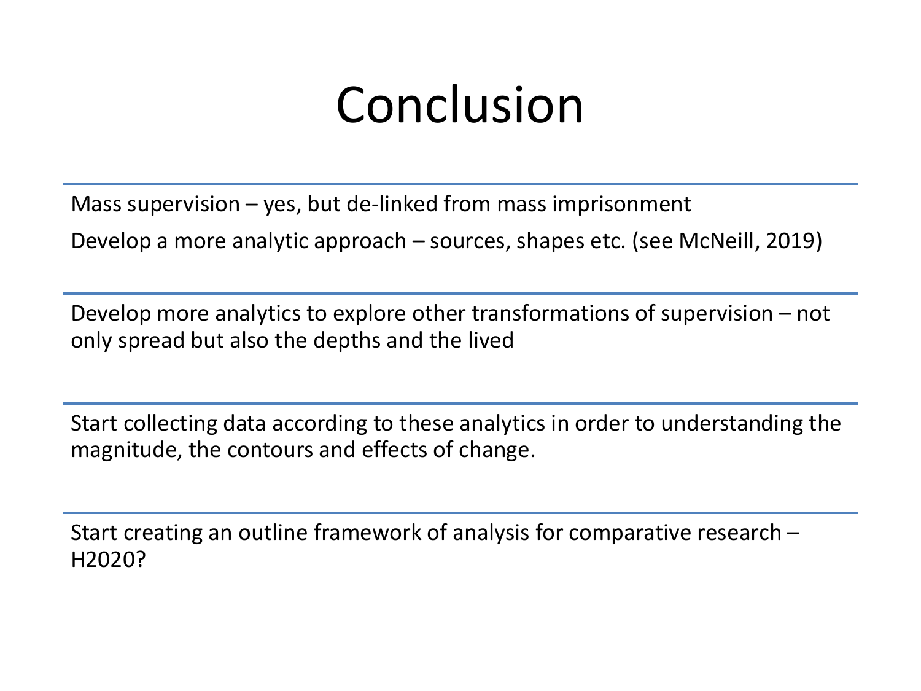# Conclusion

Mass supervision – yes, but de-linked from mass imprisonment

Develop a more analytic approach – sources, shapes etc. (see McNeill, 2019)

---

Develop more analytics to explore other transformations of supervision – not only spread but also the depths and the lived

---

Start collecting data according to these analytics in order to understanding the magnitude, the contours and effects of change.

---

Start creating an outline framework of analysis for comparative research – H2020?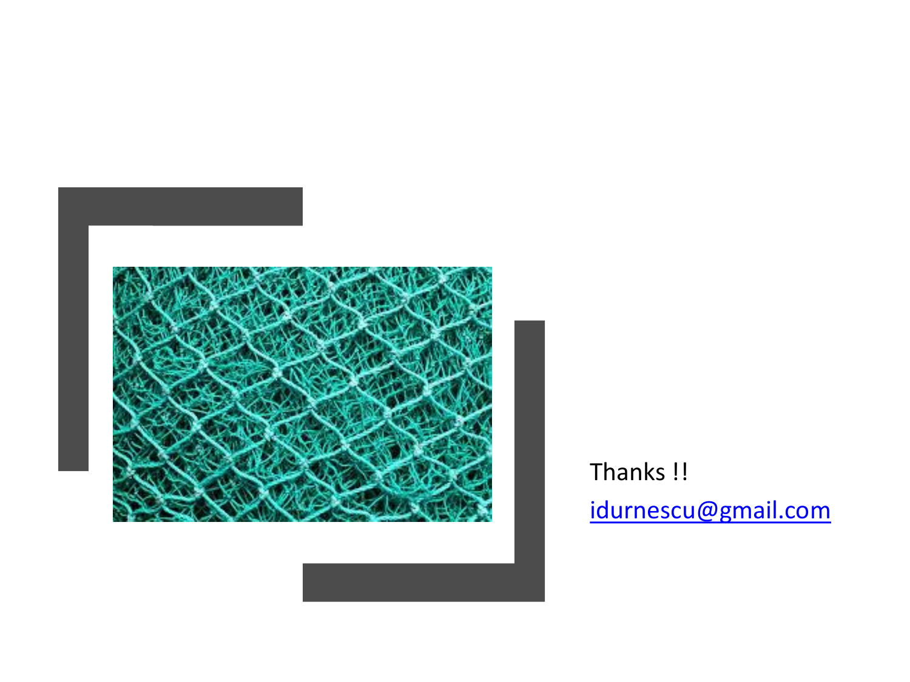Thanks !!

idurnescu@gmail.com